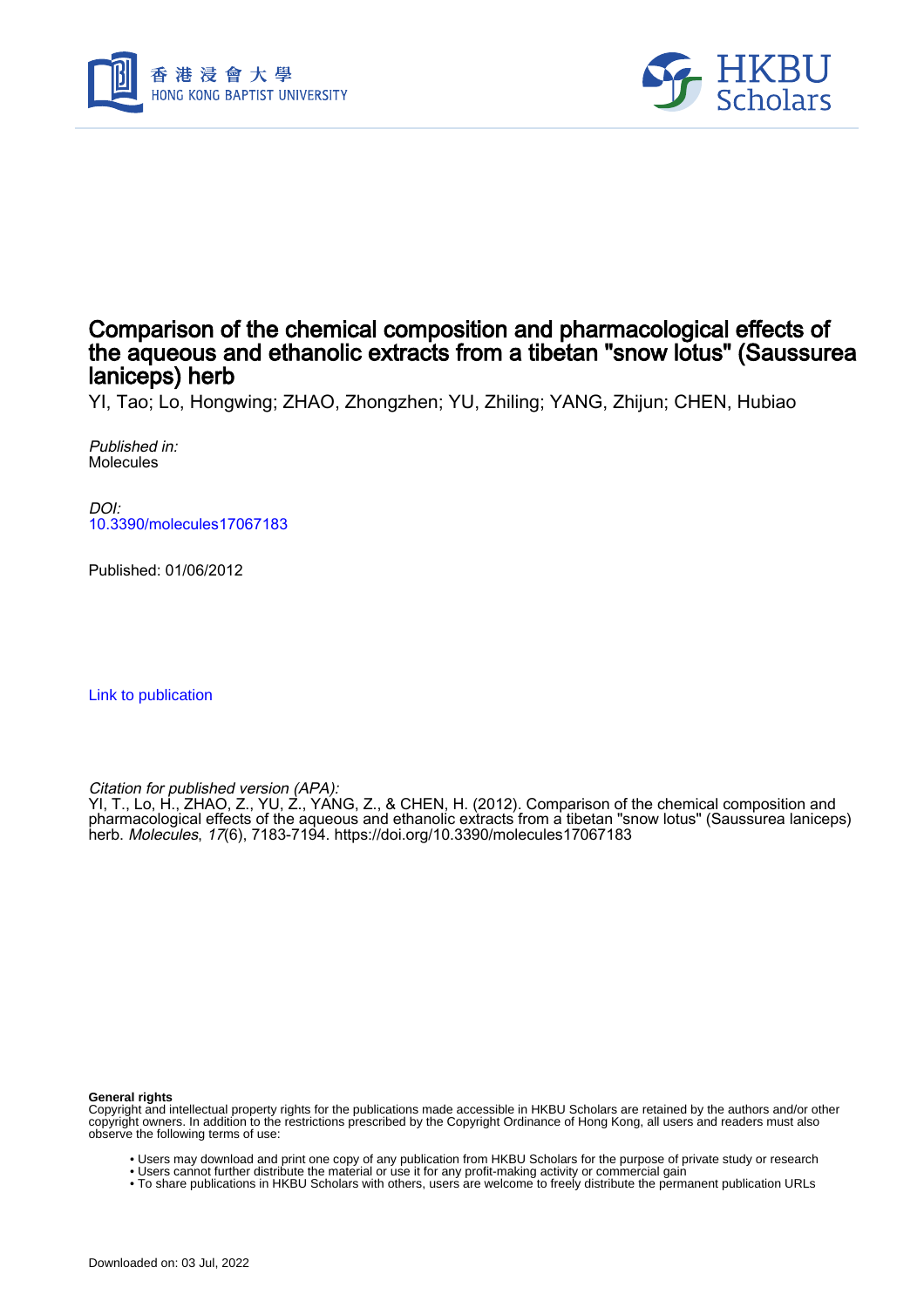# Comparison of the chemical composition and pharmacological effects of the aqueous and ethanolic extracts from a tibetan "snow lotus" (Saussurea laniceps) herb

YI, Tao; Lo, Hongwing; ZHAO, Zhongzhen; YU, Zhiling; YANG, Zhijun; CHEN, Hubiao

*Published in:*
Molecules

*DOI:*
10.3390/molecules17067183

Published: 01/06/2012

Link to publication

*Citation for published version (APA):*
YI, T., Lo, H., ZHAO, Z., YU, Z., YANG, Z., & CHEN, H. (2012). Comparison of the chemical composition and pharmacological effects of the aqueous and ethanolic extracts from a tibetan "snow lotus" (Saussurea laniceps) herb. *Molecules*, *17*(6), 7183-7194. https://doi.org/10.3390/molecules17067183

**General rights**
Copyright and intellectual property rights for the publications made accessible in HKBU Scholars are retained by the authors and/or other copyright owners. In addition to the restrictions prescribed by the Copyright Ordinance of Hong Kong, all users and readers must also observe the following terms of use:

- Users may download and print one copy of any publication from HKBU Scholars for the purpose of private study or research
- Users cannot further distribute the material or use it for any profit-making activity or commercial gain
- To share publications in HKBU Scholars with others, users are welcome to freely distribute the permanent publication URLs

Downloaded on: 03 Jul, 2022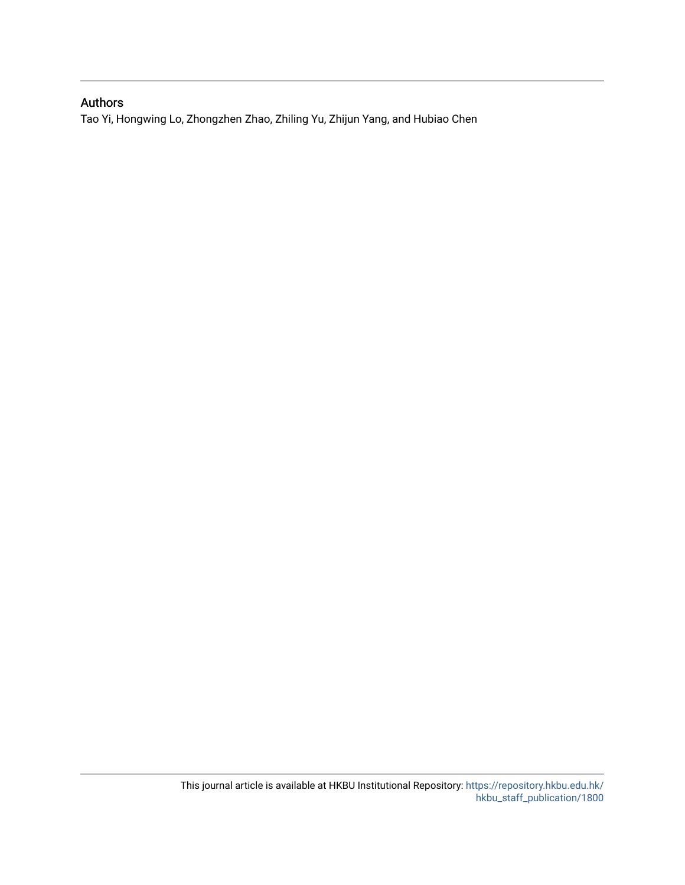## Authors

Tao Yi, Hongwing Lo, Zhongzhen Zhao, Zhiling Yu, Zhijun Yang, and Hubiao Chen

This journal article is available at HKBU Institutional Repository: https://repository.hkbu.edu.hk/hkbu_staff_publication/1800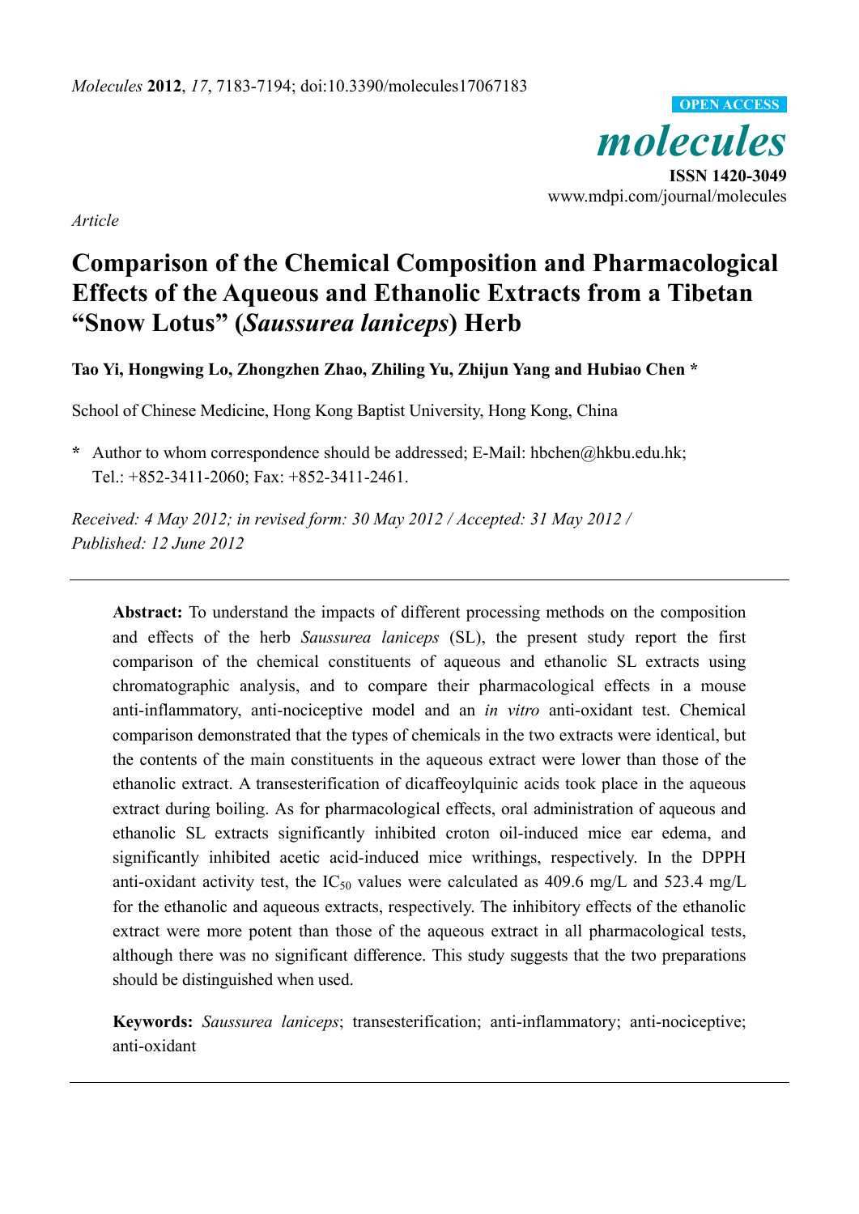Molecules 2012, 17, 7183-7194; doi:10.3390/molecules17067183

OPEN ACCESS

# molecules

ISSN 1420-3049
www.mdpi.com/journal/molecules

*Article*

# Comparison of the Chemical Composition and Pharmacological Effects of the Aqueous and Ethanolic Extracts from a Tibetan "Snow Lotus" (*Saussurea laniceps*) Herb

**Tao Yi, Hongwing Lo, Zhongzhen Zhao, Zhiling Yu, Zhijun Yang and Hubiao Chen \***

School of Chinese Medicine, Hong Kong Baptist University, Hong Kong, China

\* Author to whom correspondence should be addressed; E-Mail: hbchen@hkbu.edu.hk; Tel.: +852-3411-2060; Fax: +852-3411-2461.

*Received: 4 May 2012; in revised form: 30 May 2012 / Accepted: 31 May 2012 / Published: 12 June 2012*

---

**Abstract:** To understand the impacts of different processing methods on the composition and effects of the herb *Saussurea laniceps* (SL), the present study report the first comparison of the chemical constituents of aqueous and ethanolic SL extracts using chromatographic analysis, and to compare their pharmacological effects in a mouse anti-inflammatory, anti-nociceptive model and an *in vitro* anti-oxidant test. Chemical comparison demonstrated that the types of chemicals in the two extracts were identical, but the contents of the main constituents in the aqueous extract were lower than those of the ethanolic extract. A transesterification of dicaffeoylquinic acids took place in the aqueous extract during boiling. As for pharmacological effects, oral administration of aqueous and ethanolic SL extracts significantly inhibited croton oil-induced mice ear edema, and significantly inhibited acetic acid-induced mice writhings, respectively. In the DPPH anti-oxidant activity test, the $IC_{50}$ values were calculated as 409.6 mg/L and 523.4 mg/L for the ethanolic and aqueous extracts, respectively. The inhibitory effects of the ethanolic extract were more potent than those of the aqueous extract in all pharmacological tests, although there was no significant difference. This study suggests that the two preparations should be distinguished when used.

**Keywords:** *Saussurea laniceps*; transesterification; anti-inflammatory; anti-nociceptive; anti-oxidant

---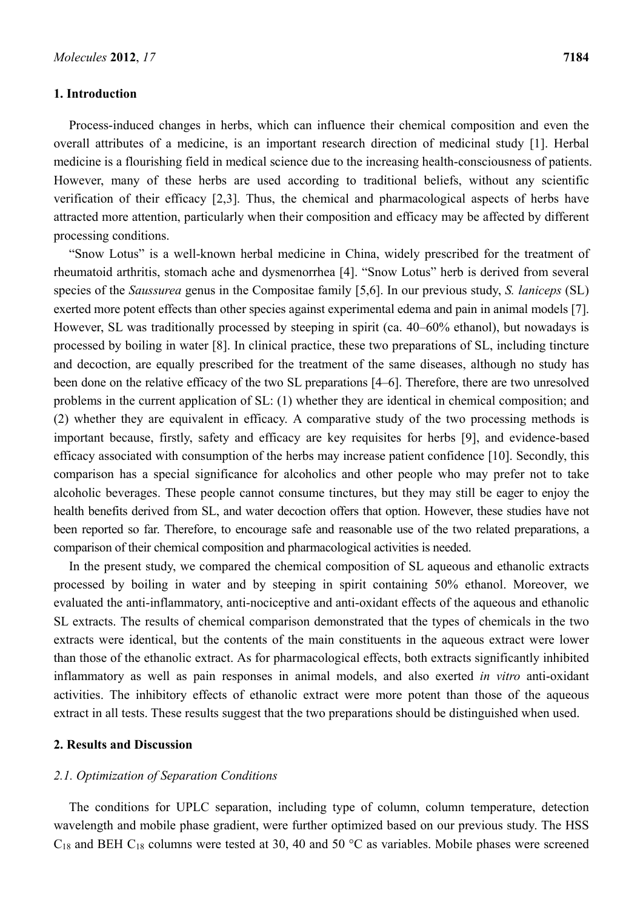## 1. Introduction

Process-induced changes in herbs, which can influence their chemical composition and even the overall attributes of a medicine, is an important research direction of medicinal study [1]. Herbal medicine is a flourishing field in medical science due to the increasing health-consciousness of patients. However, many of these herbs are used according to traditional beliefs, without any scientific verification of their efficacy [2,3]. Thus, the chemical and pharmacological aspects of herbs have attracted more attention, particularly when their composition and efficacy may be affected by different processing conditions.

"Snow Lotus" is a well-known herbal medicine in China, widely prescribed for the treatment of rheumatoid arthritis, stomach ache and dysmenorrhea [4]. "Snow Lotus" herb is derived from several species of the *Saussurea* genus in the Compositae family [5,6]. In our previous study, *S. laniceps* (SL) exerted more potent effects than other species against experimental edema and pain in animal models [7]. However, SL was traditionally processed by steeping in spirit (ca. 40–60% ethanol), but nowadays is processed by boiling in water [8]. In clinical practice, these two preparations of SL, including tincture and decoction, are equally prescribed for the treatment of the same diseases, although no study has been done on the relative efficacy of the two SL preparations [4–6]. Therefore, there are two unresolved problems in the current application of SL: (1) whether they are identical in chemical composition; and (2) whether they are equivalent in efficacy. A comparative study of the two processing methods is important because, firstly, safety and efficacy are key requisites for herbs [9], and evidence-based efficacy associated with consumption of the herbs may increase patient confidence [10]. Secondly, this comparison has a special significance for alcoholics and other people who may prefer not to take alcoholic beverages. These people cannot consume tinctures, but they may still be eager to enjoy the health benefits derived from SL, and water decoction offers that option. However, these studies have not been reported so far. Therefore, to encourage safe and reasonable use of the two related preparations, a comparison of their chemical composition and pharmacological activities is needed.

In the present study, we compared the chemical composition of SL aqueous and ethanolic extracts processed by boiling in water and by steeping in spirit containing 50% ethanol. Moreover, we evaluated the anti-inflammatory, anti-nociceptive and anti-oxidant effects of the aqueous and ethanolic SL extracts. The results of chemical comparison demonstrated that the types of chemicals in the two extracts were identical, but the contents of the main constituents in the aqueous extract were lower than those of the ethanolic extract. As for pharmacological effects, both extracts significantly inhibited inflammatory as well as pain responses in animal models, and also exerted *in vitro* anti-oxidant activities. The inhibitory effects of ethanolic extract were more potent than those of the aqueous extract in all tests. These results suggest that the two preparations should be distinguished when used.

## 2. Results and Discussion

### *2.1. Optimization of Separation Conditions*

The conditions for UPLC separation, including type of column, column temperature, detection wavelength and mobile phase gradient, were further optimized based on our previous study. The HSS $C_{18}$ and BEH $C_{18}$ columns were tested at 30, 40 and 50 °C as variables. Mobile phases were screened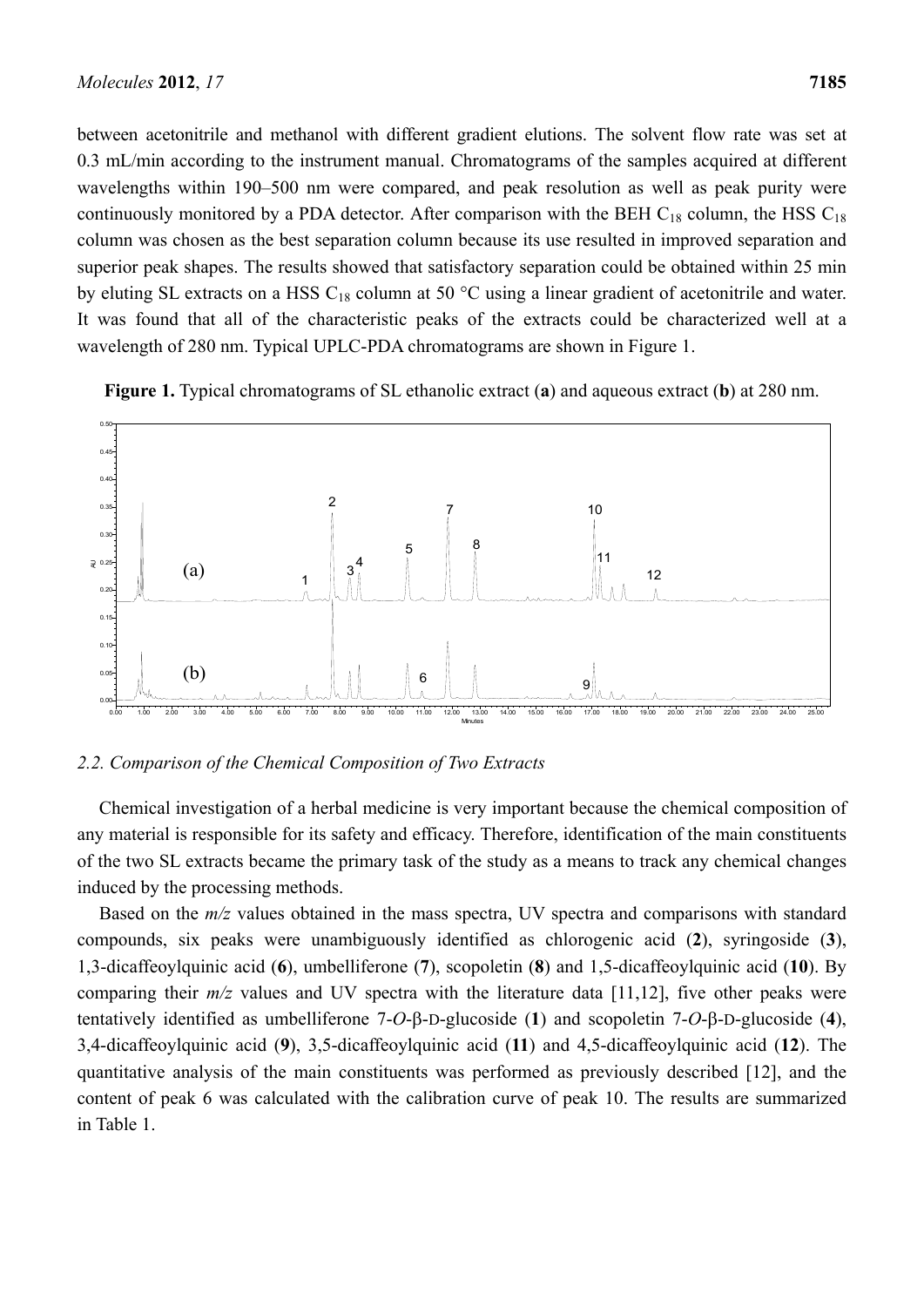between acetonitrile and methanol with different gradient elutions. The solvent flow rate was set at 0.3 mL/min according to the instrument manual. Chromatograms of the samples acquired at different wavelengths within 190–500 nm were compared, and peak resolution as well as peak purity were continuously monitored by a PDA detector. After comparison with the BEH $C_{18}$ column, the HSS $C_{18}$ column was chosen as the best separation column because its use resulted in improved separation and superior peak shapes. The results showed that satisfactory separation could be obtained within 25 min by eluting SL extracts on a HSS $C_{18}$ column at 50 °C using a linear gradient of acetonitrile and water. It was found that all of the characteristic peaks of the extracts could be characterized well at a wavelength of 280 nm. Typical UPLC-PDA chromatograms are shown in Figure 1.

**Figure 1.** Typical chromatograms of SL ethanolic extract (**a**) and aqueous extract (**b**) at 280 nm.

### 2.2. Comparison of the Chemical Composition of Two Extracts

Chemical investigation of a herbal medicine is very important because the chemical composition of any material is responsible for its safety and efficacy. Therefore, identification of the main constituents of the two SL extracts became the primary task of the study as a means to track any chemical changes induced by the processing methods.

Based on the *m/z* values obtained in the mass spectra, UV spectra and comparisons with standard compounds, six peaks were unambiguously identified as chlorogenic acid (**2**), syringoside (**3**), 1,3-dicaffeoylquinic acid (**6**), umbelliferone (**7**), scopoletin (**8**) and 1,5-dicaffeoylquinic acid (**10**). By comparing their *m/z* values and UV spectra with the literature data [11,12], five other peaks were tentatively identified as umbelliferone 7-*O*-β-D-glucoside (**1**) and scopoletin 7-*O*-β-D-glucoside (**4**), 3,4-dicaffeoylquinic acid (**9**), 3,5-dicaffeoylquinic acid (**11**) and 4,5-dicaffeoylquinic acid (**12**). The quantitative analysis of the main constituents was performed as previously described [12], and the content of peak 6 was calculated with the calibration curve of peak 10. The results are summarized in Table 1.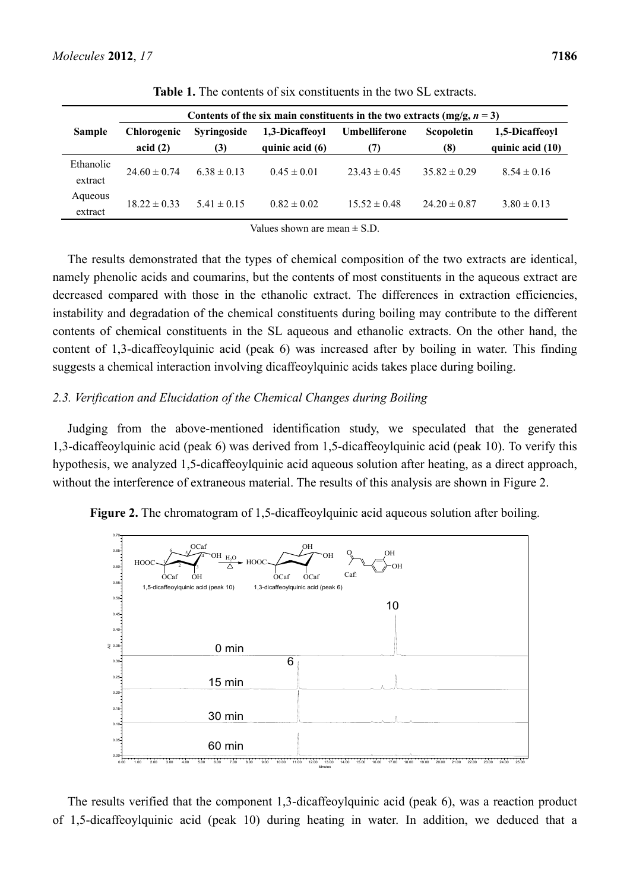**Table 1.** The contents of six constituents in the two SL extracts.

| Sample | Contents of the six main constituents in the two extracts (mg/g, $n = 3$) | | | | | |
|---|---|---|---|---|---|---|
| | Chlorogenic acid (2) | Syringoside (3) | 1,3-Dicaffeoyl quinic acid (6) | Umbelliferone (7) | Scopoletin (8) | 1,5-Dicaffeoyl quinic acid (10) |
| Ethanolic extract | $24.60 \pm 0.74$ | $6.38 \pm 0.13$ | $0.45 \pm 0.01$ | $23.43 \pm 0.45$ | $35.82 \pm 0.29$ | $8.54 \pm 0.16$ |
| Aqueous extract | $18.22 \pm 0.33$ | $5.41 \pm 0.15$ | $0.82 \pm 0.02$ | $15.52 \pm 0.48$ | $24.20 \pm 0.87$ | $3.80 \pm 0.13$ |

Values shown are mean ± S.D.

The results demonstrated that the types of chemical composition of the two extracts are identical, namely phenolic acids and coumarins, but the contents of most constituents in the aqueous extract are decreased compared with those in the ethanolic extract. The differences in extraction efficiencies, instability and degradation of the chemical constituents during boiling may contribute to the different contents of chemical constituents in the SL aqueous and ethanolic extracts. On the other hand, the content of 1,3-dicaffeoylquinic acid (peak 6) was increased after by boiling in water. This finding suggests a chemical interaction involving dicaffeoylquinic acids takes place during boiling.

### *2.3. Verification and Elucidation of the Chemical Changes during Boiling*

Judging from the above-mentioned identification study, we speculated that the generated 1,3-dicaffeoylquinic acid (peak 6) was derived from 1,5-dicaffeoylquinic acid (peak 10). To verify this hypothesis, we analyzed 1,5-dicaffeoylquinic acid aqueous solution after heating, as a direct approach, without the interference of extraneous material. The results of this analysis are shown in Figure 2.

**Figure 2.** The chromatogram of 1,5-dicaffeoylquinic acid aqueous solution after boiling.

The results verified that the component 1,3-dicaffeoylquinic acid (peak 6), was a reaction product of 1,5-dicaffeoylquinic acid (peak 10) during heating in water. In addition, we deduced that a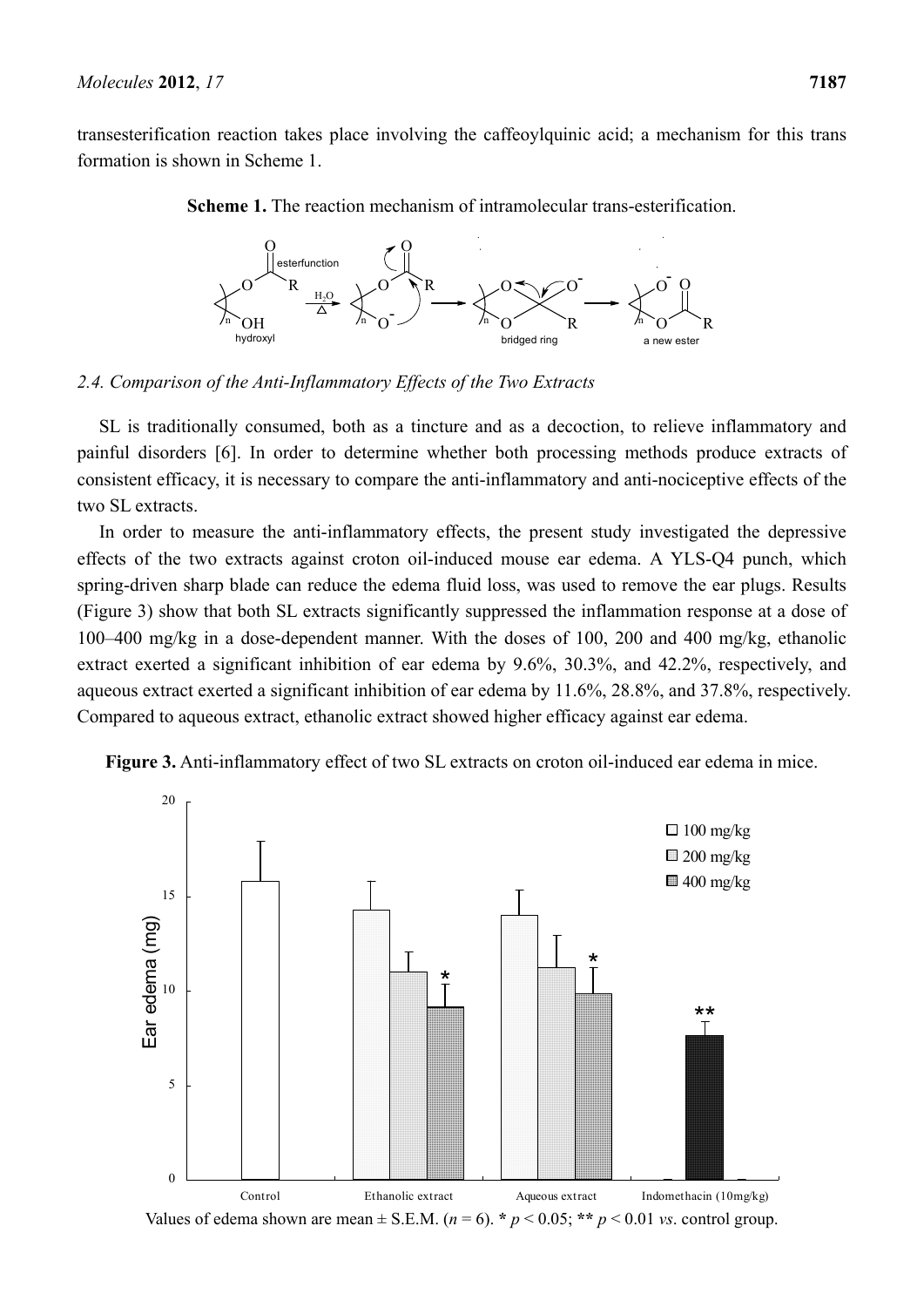transesterification reaction takes place involving the caffeoylquinic acid; a mechanism for this trans formation is shown in Scheme 1.

**Scheme 1.** The reaction mechanism of intramolecular trans-esterification.

### 2.4. Comparison of the Anti-Inflammatory Effects of the Two Extracts

SL is traditionally consumed, both as a tincture and as a decoction, to relieve inflammatory and painful disorders [6]. In order to determine whether both processing methods produce extracts of consistent efficacy, it is necessary to compare the anti-inflammatory and anti-nociceptive effects of the two SL extracts.

In order to measure the anti-inflammatory effects, the present study investigated the depressive effects of the two extracts against croton oil-induced mouse ear edema. A YLS-Q4 punch, which spring-driven sharp blade can reduce the edema fluid loss, was used to remove the ear plugs. Results (Figure 3) show that both SL extracts significantly suppressed the inflammation response at a dose of 100–400 mg/kg in a dose-dependent manner. With the doses of 100, 200 and 400 mg/kg, ethanolic extract exerted a significant inhibition of ear edema by 9.6%, 30.3%, and 42.2%, respectively, and aqueous extract exerted a significant inhibition of ear edema by 11.6%, 28.8%, and 37.8%, respectively. Compared to aqueous extract, ethanolic extract showed higher efficacy against ear edema.

**Figure 3.** Anti-inflammatory effect of two SL extracts on croton oil-induced ear edema in mice.

Values of edema shown are mean ± S.E.M. ($n = 6$). * $p < 0.05$; ** $p < 0.01$ *vs*. control group.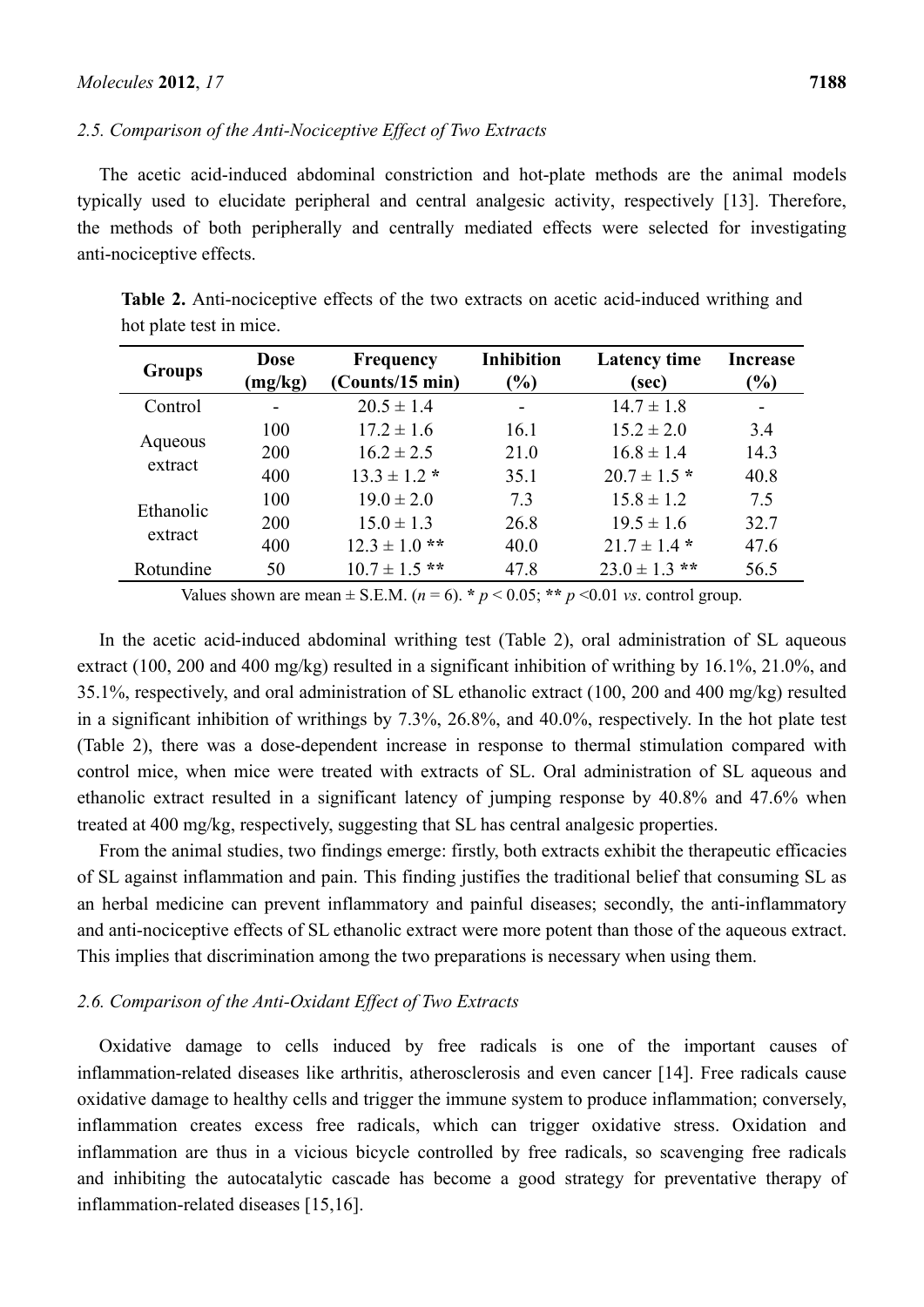### 2.5. Comparison of the Anti-Nociceptive Effect of Two Extracts

The acetic acid-induced abdominal constriction and hot-plate methods are the animal models typically used to elucidate peripheral and central analgesic activity, respectively [13]. Therefore, the methods of both peripherally and centrally mediated effects were selected for investigating anti-nociceptive effects.

**Table 2.** Anti-nociceptive effects of the two extracts on acetic acid-induced writhing and hot plate test in mice.

| Groups | Dose (mg/kg) | Frequency (Counts/15 min) | Inhibition (%) | Latency time (sec) | Increase (%) |
|---|---|---|---|---|---|
| Control | - | 20.5 ± 1.4 | - | 14.7 ± 1.8 | - |
| Aqueous extract | 100 | 17.2 ± 1.6 | 16.1 | 15.2 ± 2.0 | 3.4 |
| | 200 | 16.2 ± 2.5 | 21.0 | 16.8 ± 1.4 | 14.3 |
| | 400 | 13.3 ± 1.2 * | 35.1 | 20.7 ± 1.5 * | 40.8 |
| Ethanolic extract | 100 | 19.0 ± 2.0 | 7.3 | 15.8 ± 1.2 | 7.5 |
| | 200 | 15.0 ± 1.3 | 26.8 | 19.5 ± 1.6 | 32.7 |
| | 400 | 12.3 ± 1.0 ** | 40.0 | 21.7 ± 1.4 * | 47.6 |
| Rotundine | 50 | 10.7 ± 1.5 ** | 47.8 | 23.0 ± 1.3 ** | 56.5 |

Values shown are mean ± S.E.M. ($n = 6$). * $p < 0.05$; ** $p < 0.01$ *vs*. control group.

In the acetic acid-induced abdominal writhing test (Table 2), oral administration of SL aqueous extract (100, 200 and 400 mg/kg) resulted in a significant inhibition of writhing by 16.1%, 21.0%, and 35.1%, respectively, and oral administration of SL ethanolic extract (100, 200 and 400 mg/kg) resulted in a significant inhibition of writhings by 7.3%, 26.8%, and 40.0%, respectively. In the hot plate test (Table 2), there was a dose-dependent increase in response to thermal stimulation compared with control mice, when mice were treated with extracts of SL. Oral administration of SL aqueous and ethanolic extract resulted in a significant latency of jumping response by 40.8% and 47.6% when treated at 400 mg/kg, respectively, suggesting that SL has central analgesic properties.

From the animal studies, two findings emerge: firstly, both extracts exhibit the therapeutic efficacies of SL against inflammation and pain. This finding justifies the traditional belief that consuming SL as an herbal medicine can prevent inflammatory and painful diseases; secondly, the anti-inflammatory and anti-nociceptive effects of SL ethanolic extract were more potent than those of the aqueous extract. This implies that discrimination among the two preparations is necessary when using them.

### 2.6. Comparison of the Anti-Oxidant Effect of Two Extracts

Oxidative damage to cells induced by free radicals is one of the important causes of inflammation-related diseases like arthritis, atherosclerosis and even cancer [14]. Free radicals cause oxidative damage to healthy cells and trigger the immune system to produce inflammation; conversely, inflammation creates excess free radicals, which can trigger oxidative stress. Oxidation and inflammation are thus in a vicious bicycle controlled by free radicals, so scavenging free radicals and inhibiting the autocatalytic cascade has become a good strategy for preventative therapy of inflammation-related diseases [15,16].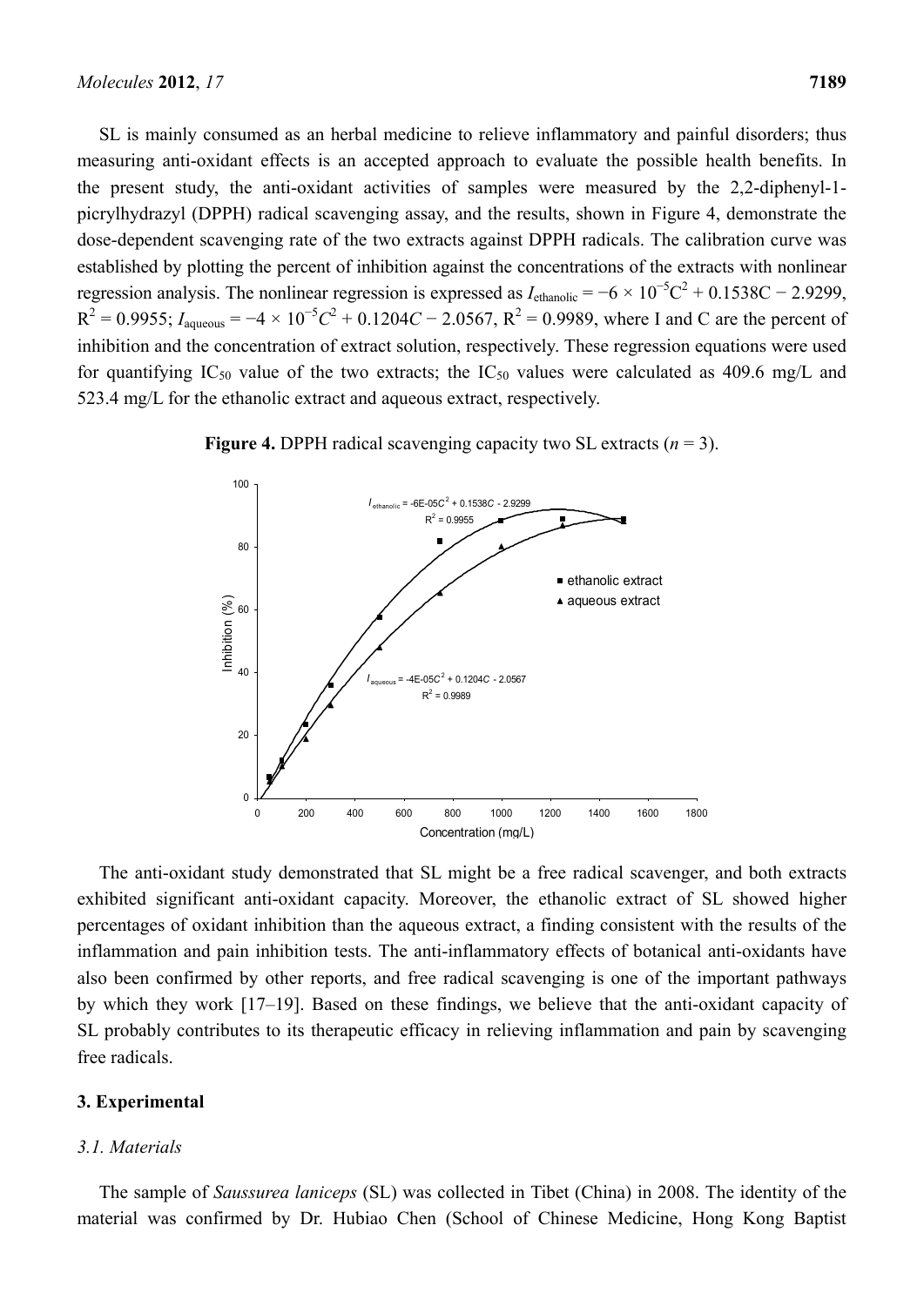SL is mainly consumed as an herbal medicine to relieve inflammatory and painful disorders; thus measuring anti-oxidant effects is an accepted approach to evaluate the possible health benefits. In the present study, the anti-oxidant activities of samples were measured by the 2,2-diphenyl-1-picrylhydrazyl (DPPH) radical scavenging assay, and the results, shown in Figure 4, demonstrate the dose-dependent scavenging rate of the two extracts against DPPH radicals. The calibration curve was established by plotting the percent of inhibition against the concentrations of the extracts with nonlinear regression analysis. The nonlinear regression is expressed as $I_{ethanolic} = -6 \times 10^{-5}C^2 + 0.1538C - 2.9299$, $R^2 = 0.9955$; $I_{aqueous} = -4 \times 10^{-5}C^2 + 0.1204C - 2.0567$, $R^2 = 0.9989$, where I and C are the percent of inhibition and the concentration of extract solution, respectively. These regression equations were used for quantifying $IC_{50}$ value of the two extracts; the $IC_{50}$ values were calculated as 409.6 mg/L and 523.4 mg/L for the ethanolic extract and aqueous extract, respectively.

**Figure 4.** DPPH radical scavenging capacity two SL extracts ($n = 3$).

The anti-oxidant study demonstrated that SL might be a free radical scavenger, and both extracts exhibited significant anti-oxidant capacity. Moreover, the ethanolic extract of SL showed higher percentages of oxidant inhibition than the aqueous extract, a finding consistent with the results of the inflammation and pain inhibition tests. The anti-inflammatory effects of botanical anti-oxidants have also been confirmed by other reports, and free radical scavenging is one of the important pathways by which they work [17–19]. Based on these findings, we believe that the anti-oxidant capacity of SL probably contributes to its therapeutic efficacy in relieving inflammation and pain by scavenging free radicals.

## 3. Experimental

### 3.1. Materials

The sample of *Saussurea laniceps* (SL) was collected in Tibet (China) in 2008. The identity of the material was confirmed by Dr. Hubiao Chen (School of Chinese Medicine, Hong Kong Baptist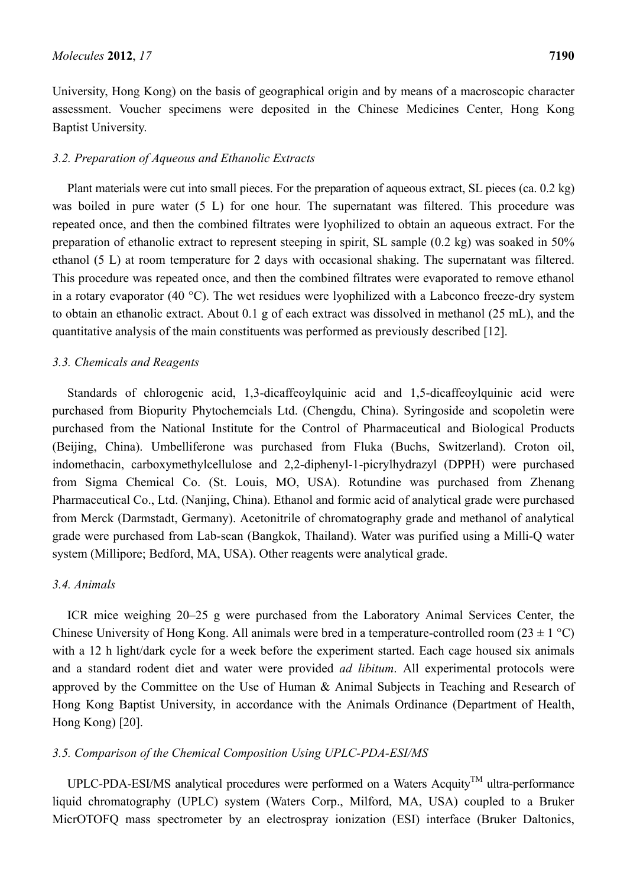University, Hong Kong) on the basis of geographical origin and by means of a macroscopic character assessment. Voucher specimens were deposited in the Chinese Medicines Center, Hong Kong Baptist University.

### *3.2. Preparation of Aqueous and Ethanolic Extracts*

Plant materials were cut into small pieces. For the preparation of aqueous extract, SL pieces (ca. 0.2 kg) was boiled in pure water (5 L) for one hour. The supernatant was filtered. This procedure was repeated once, and then the combined filtrates were lyophilized to obtain an aqueous extract. For the preparation of ethanolic extract to represent steeping in spirit, SL sample (0.2 kg) was soaked in 50% ethanol (5 L) at room temperature for 2 days with occasional shaking. The supernatant was filtered. This procedure was repeated once, and then the combined filtrates were evaporated to remove ethanol in a rotary evaporator (40 °C). The wet residues were lyophilized with a Labconco freeze-dry system to obtain an ethanolic extract. About 0.1 g of each extract was dissolved in methanol (25 mL), and the quantitative analysis of the main constituents was performed as previously described [12].

### *3.3. Chemicals and Reagents*

Standards of chlorogenic acid, 1,3-dicaffeoylquinic acid and 1,5-dicaffeoylquinic acid were purchased from Biopurity Phytochemcials Ltd. (Chengdu, China). Syringoside and scopoletin were purchased from the National Institute for the Control of Pharmaceutical and Biological Products (Beijing, China). Umbelliferone was purchased from Fluka (Buchs, Switzerland). Croton oil, indomethacin, carboxymethylcellulose and 2,2-diphenyl-1-picrylhydrazyl (DPPH) were purchased from Sigma Chemical Co. (St. Louis, MO, USA). Rotundine was purchased from Zhenang Pharmaceutical Co., Ltd. (Nanjing, China). Ethanol and formic acid of analytical grade were purchased from Merck (Darmstadt, Germany). Acetonitrile of chromatography grade and methanol of analytical grade were purchased from Lab-scan (Bangkok, Thailand). Water was purified using a Milli-Q water system (Millipore; Bedford, MA, USA). Other reagents were analytical grade.

### *3.4. Animals*

ICR mice weighing 20–25 g were purchased from the Laboratory Animal Services Center, the Chinese University of Hong Kong. All animals were bred in a temperature-controlled room ($23 \pm 1$ °C) with a 12 h light/dark cycle for a week before the experiment started. Each cage housed six animals and a standard rodent diet and water were provided *ad libitum*. All experimental protocols were approved by the Committee on the Use of Human & Animal Subjects in Teaching and Research of Hong Kong Baptist University, in accordance with the Animals Ordinance (Department of Health, Hong Kong) [20].

### *3.5. Comparison of the Chemical Composition Using UPLC-PDA-ESI/MS*

UPLC-PDA-ESI/MS analytical procedures were performed on a Waters Acquity[TM] ultra-performance liquid chromatography (UPLC) system (Waters Corp., Milford, MA, USA) coupled to a Bruker MicrOTOFQ mass spectrometer by an electrospray ionization (ESI) interface (Bruker Daltonics,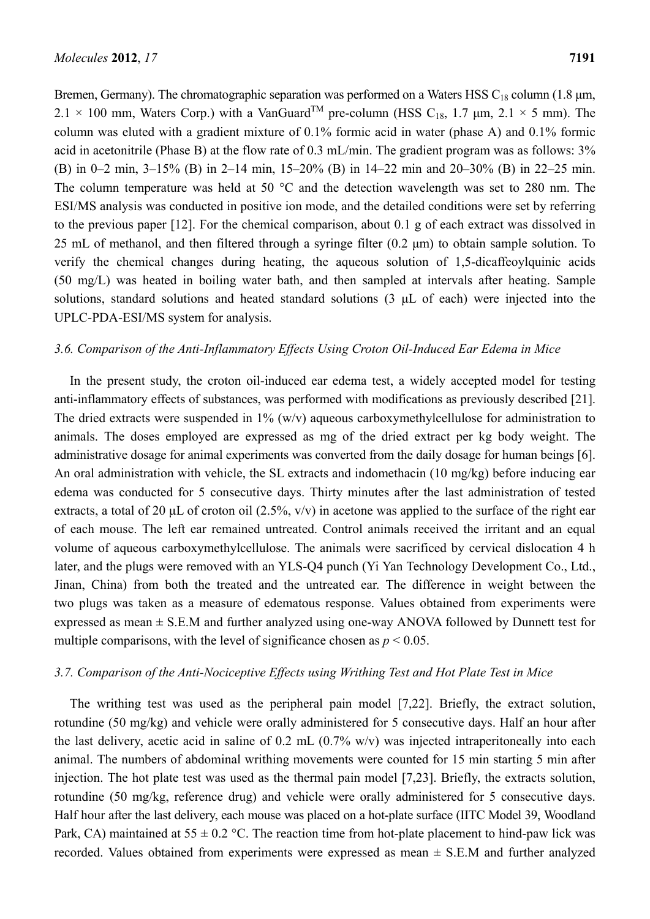Bremen, Germany). The chromatographic separation was performed on a Waters HSS $C_{18}$ column (1.8 μm, 2.1 × 100 mm, Waters Corp.) with a VanGuard™ pre-column (HSS $C_{18}$, 1.7 μm, 2.1 × 5 mm). The column was eluted with a gradient mixture of 0.1% formic acid in water (phase A) and 0.1% formic acid in acetonitrile (Phase B) at the flow rate of 0.3 mL/min. The gradient program was as follows: 3% (B) in 0–2 min, 3–15% (B) in 2–14 min, 15–20% (B) in 14–22 min and 20–30% (B) in 22–25 min. The column temperature was held at 50 °C and the detection wavelength was set to 280 nm. The ESI/MS analysis was conducted in positive ion mode, and the detailed conditions were set by referring to the previous paper [12]. For the chemical comparison, about 0.1 g of each extract was dissolved in 25 mL of methanol, and then filtered through a syringe filter (0.2 μm) to obtain sample solution. To verify the chemical changes during heating, the aqueous solution of 1,5-dicaffeoylquinic acids (50 mg/L) was heated in boiling water bath, and then sampled at intervals after heating. Sample solutions, standard solutions and heated standard solutions (3 μL of each) were injected into the UPLC-PDA-ESI/MS system for analysis.

### *3.6. Comparison of the Anti-Inflammatory Effects Using Croton Oil-Induced Ear Edema in Mice*

In the present study, the croton oil-induced ear edema test, a widely accepted model for testing anti-inflammatory effects of substances, was performed with modifications as previously described [21]. The dried extracts were suspended in 1% (w/v) aqueous carboxymethylcellulose for administration to animals. The doses employed are expressed as mg of the dried extract per kg body weight. The administrative dosage for animal experiments was converted from the daily dosage for human beings [6]. An oral administration with vehicle, the SL extracts and indomethacin (10 mg/kg) before inducing ear edema was conducted for 5 consecutive days. Thirty minutes after the last administration of tested extracts, a total of 20 μL of croton oil (2.5%, v/v) in acetone was applied to the surface of the right ear of each mouse. The left ear remained untreated. Control animals received the irritant and an equal volume of aqueous carboxymethylcellulose. The animals were sacrificed by cervical dislocation 4 h later, and the plugs were removed with an YLS-Q4 punch (Yi Yan Technology Development Co., Ltd., Jinan, China) from both the treated and the untreated ear. The difference in weight between the two plugs was taken as a measure of edematous response. Values obtained from experiments were expressed as mean ± S.E.M and further analyzed using one-way ANOVA followed by Dunnett test for multiple comparisons, with the level of significance chosen as $p < 0.05$.

### *3.7. Comparison of the Anti-Nociceptive Effects using Writhing Test and Hot Plate Test in Mice*

The writhing test was used as the peripheral pain model [7,22]. Briefly, the extract solution, rotundine (50 mg/kg) and vehicle were orally administered for 5 consecutive days. Half an hour after the last delivery, acetic acid in saline of 0.2 mL (0.7% w/v) was injected intraperitoneally into each animal. The numbers of abdominal writhing movements were counted for 15 min starting 5 min after injection. The hot plate test was used as the thermal pain model [7,23]. Briefly, the extracts solution, rotundine (50 mg/kg, reference drug) and vehicle were orally administered for 5 consecutive days. Half hour after the last delivery, each mouse was placed on a hot-plate surface (IITC Model 39, Woodland Park, CA) maintained at 55 ± 0.2 °C. The reaction time from hot-plate placement to hind-paw lick was recorded. Values obtained from experiments were expressed as mean ± S.E.M and further analyzed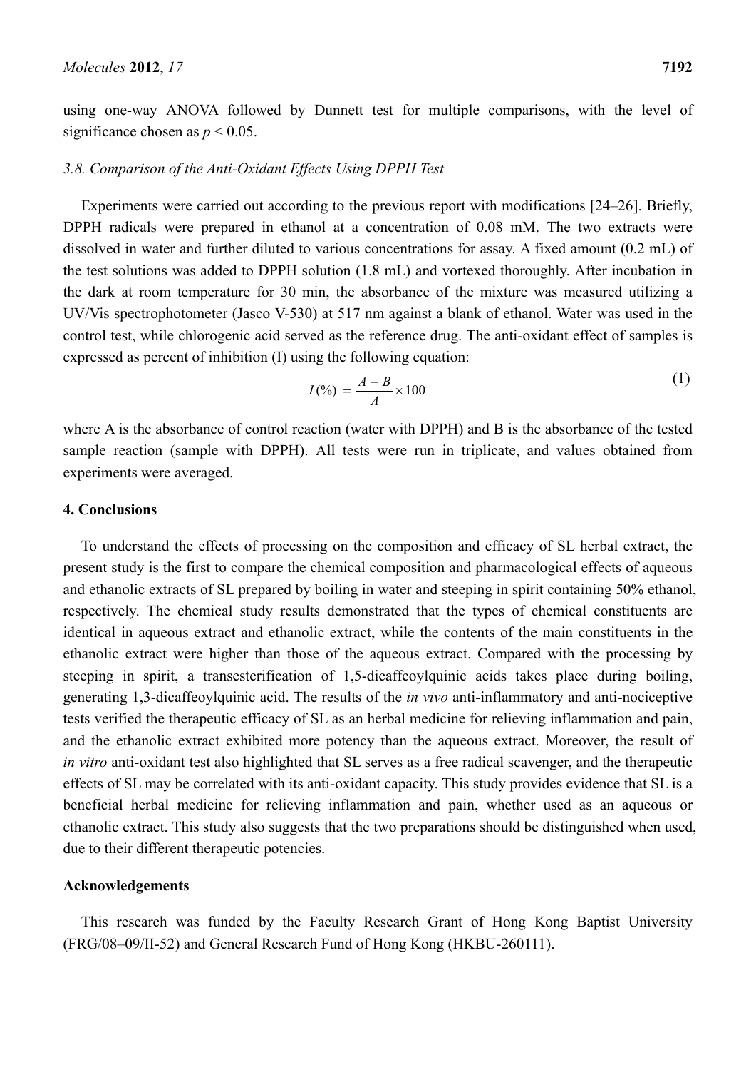using one-way ANOVA followed by Dunnett test for multiple comparisons, with the level of significance chosen as $p < 0.05$.

### *3.8. Comparison of the Anti-Oxidant Effects Using DPPH Test*

Experiments were carried out according to the previous report with modifications [24–26]. Briefly, DPPH radicals were prepared in ethanol at a concentration of 0.08 mM. The two extracts were dissolved in water and further diluted to various concentrations for assay. A fixed amount (0.2 mL) of the test solutions was added to DPPH solution (1.8 mL) and vortexed thoroughly. After incubation in the dark at room temperature for 30 min, the absorbance of the mixture was measured utilizing a UV/Vis spectrophotometer (Jasco V-530) at 517 nm against a blank of ethanol. Water was used in the control test, while chlorogenic acid served as the reference drug. The anti-oxidant effect of samples is expressed as percent of inhibition (I) using the following equation:

$$I(\%) = \frac{A - B}{A} \times 100 \tag{1}$$

where A is the absorbance of control reaction (water with DPPH) and B is the absorbance of the tested sample reaction (sample with DPPH). All tests were run in triplicate, and values obtained from experiments were averaged.

## 4. Conclusions

To understand the effects of processing on the composition and efficacy of SL herbal extract, the present study is the first to compare the chemical composition and pharmacological effects of aqueous and ethanolic extracts of SL prepared by boiling in water and steeping in spirit containing 50% ethanol, respectively. The chemical study results demonstrated that the types of chemical constituents are identical in aqueous extract and ethanolic extract, while the contents of the main constituents in the ethanolic extract were higher than those of the aqueous extract. Compared with the processing by steeping in spirit, a transesterification of 1,5-dicaffeoylquinic acids takes place during boiling, generating 1,3-dicaffeoylquinic acid. The results of the *in vivo* anti-inflammatory and anti-nociceptive tests verified the therapeutic efficacy of SL as an herbal medicine for relieving inflammation and pain, and the ethanolic extract exhibited more potency than the aqueous extract. Moreover, the result of *in vitro* anti-oxidant test also highlighted that SL serves as a free radical scavenger, and the therapeutic effects of SL may be correlated with its anti-oxidant capacity. This study provides evidence that SL is a beneficial herbal medicine for relieving inflammation and pain, whether used as an aqueous or ethanolic extract. This study also suggests that the two preparations should be distinguished when used, due to their different therapeutic potencies.

## Acknowledgements

This research was funded by the Faculty Research Grant of Hong Kong Baptist University (FRG/08–09/II-52) and General Research Fund of Hong Kong (HKBU-260111).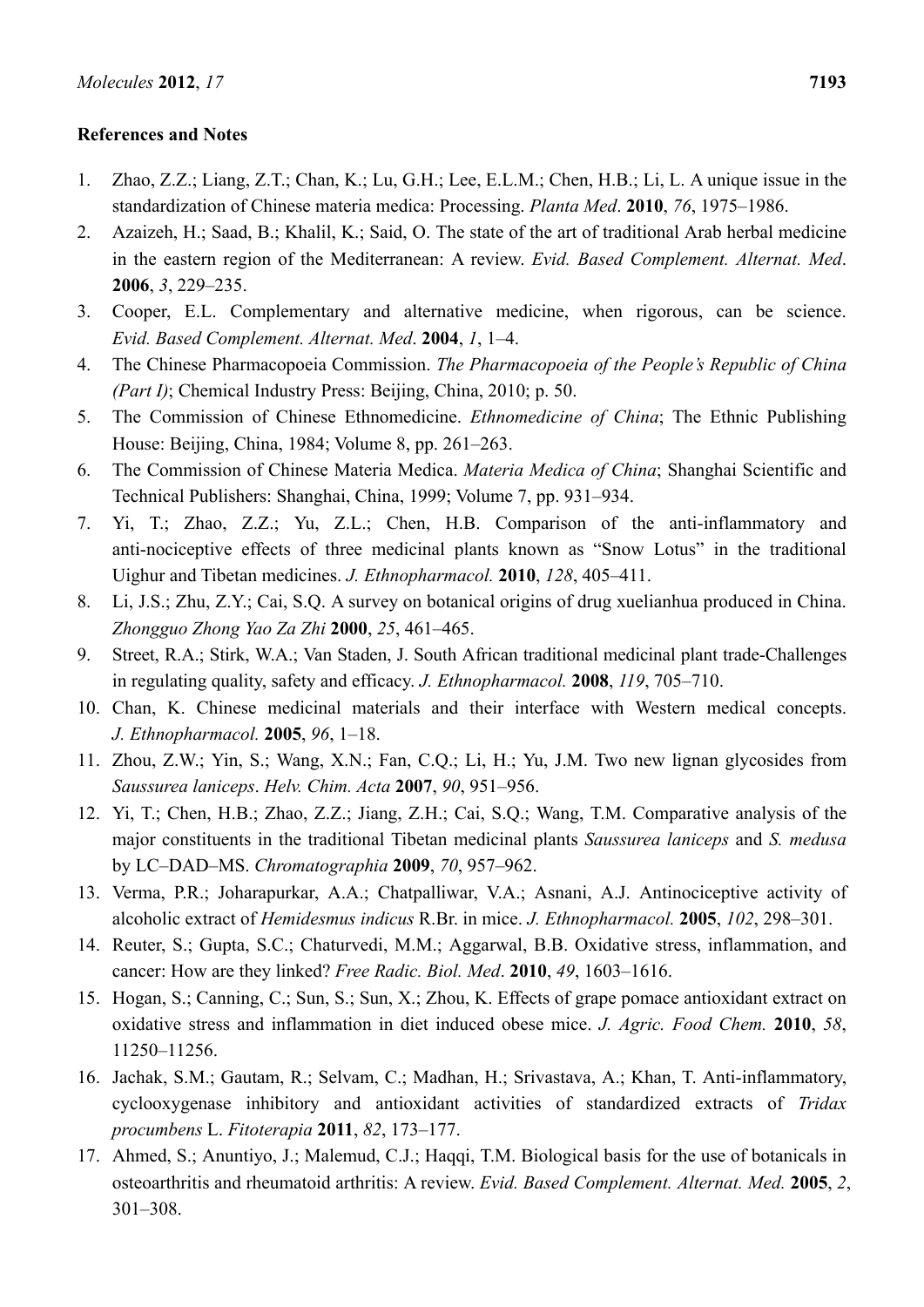## References and Notes

1. Zhao, Z.Z.; Liang, Z.T.; Chan, K.; Lu, G.H.; Lee, E.L.M.; Chen, H.B.; Li, L. A unique issue in the standardization of Chinese materia medica: Processing. *Planta Med*. **2010**, *76*, 1975–1986.
2. Azaizeh, H.; Saad, B.; Khalil, K.; Said, O. The state of the art of traditional Arab herbal medicine in the eastern region of the Mediterranean: A review. *Evid. Based Complement. Alternat. Med*. **2006**, *3*, 229–235.
3. Cooper, E.L. Complementary and alternative medicine, when rigorous, can be science. *Evid. Based Complement. Alternat. Med*. **2004**, *1*, 1–4.
4. The Chinese Pharmacopoeia Commission. *The Pharmacopoeia of the People's Republic of China (Part I)*; Chemical Industry Press: Beijing, China, 2010; p. 50.
5. The Commission of Chinese Ethnomedicine. *Ethnomedicine of China*; The Ethnic Publishing House: Beijing, China, 1984; Volume 8, pp. 261–263.
6. The Commission of Chinese Materia Medica. *Materia Medica of China*; Shanghai Scientific and Technical Publishers: Shanghai, China, 1999; Volume 7, pp. 931–934.
7. Yi, T.; Zhao, Z.Z.; Yu, Z.L.; Chen, H.B. Comparison of the anti-inflammatory and anti-nociceptive effects of three medicinal plants known as "Snow Lotus" in the traditional Uighur and Tibetan medicines. *J. Ethnopharmacol.* **2010**, *128*, 405–411.
8. Li, J.S.; Zhu, Z.Y.; Cai, S.Q. A survey on botanical origins of drug xuelianhua produced in China. *Zhongguo Zhong Yao Za Zhi* **2000**, *25*, 461–465.
9. Street, R.A.; Stirk, W.A.; Van Staden, J. South African traditional medicinal plant trade-Challenges in regulating quality, safety and efficacy. *J. Ethnopharmacol.* **2008**, *119*, 705–710.
10. Chan, K. Chinese medicinal materials and their interface with Western medical concepts. *J. Ethnopharmacol.* **2005**, *96*, 1–18.
11. Zhou, Z.W.; Yin, S.; Wang, X.N.; Fan, C.Q.; Li, H.; Yu, J.M. Two new lignan glycosides from *Saussurea laniceps*. *Helv. Chim. Acta* **2007**, *90*, 951–956.
12. Yi, T.; Chen, H.B.; Zhao, Z.Z.; Jiang, Z.H.; Cai, S.Q.; Wang, T.M. Comparative analysis of the major constituents in the traditional Tibetan medicinal plants *Saussurea laniceps* and *S. medusa* by LC–DAD–MS. *Chromatographia* **2009**, *70*, 957–962.
13. Verma, P.R.; Joharapurkar, A.A.; Chatpalliwar, V.A.; Asnani, A.J. Antinociceptive activity of alcoholic extract of *Hemidesmus indicus* R.Br. in mice. *J. Ethnopharmacol.* **2005**, *102*, 298–301.
14. Reuter, S.; Gupta, S.C.; Chaturvedi, M.M.; Aggarwal, B.B. Oxidative stress, inflammation, and cancer: How are they linked? *Free Radic. Biol. Med*. **2010**, *49*, 1603–1616.
15. Hogan, S.; Canning, C.; Sun, S.; Sun, X.; Zhou, K. Effects of grape pomace antioxidant extract on oxidative stress and inflammation in diet induced obese mice. *J. Agric. Food Chem.* **2010**, *58*, 11250–11256.
16. Jachak, S.M.; Gautam, R.; Selvam, C.; Madhan, H.; Srivastava, A.; Khan, T. Anti-inflammatory, cyclooxygenase inhibitory and antioxidant activities of standardized extracts of *Tridax procumbens* L. *Fitoterapia* **2011**, *82*, 173–177.
17. Ahmed, S.; Anuntiyo, J.; Malemud, C.J.; Haqqi, T.M. Biological basis for the use of botanicals in osteoarthritis and rheumatoid arthritis: A review. *Evid. Based Complement. Alternat. Med.* **2005**, *2*, 301–308.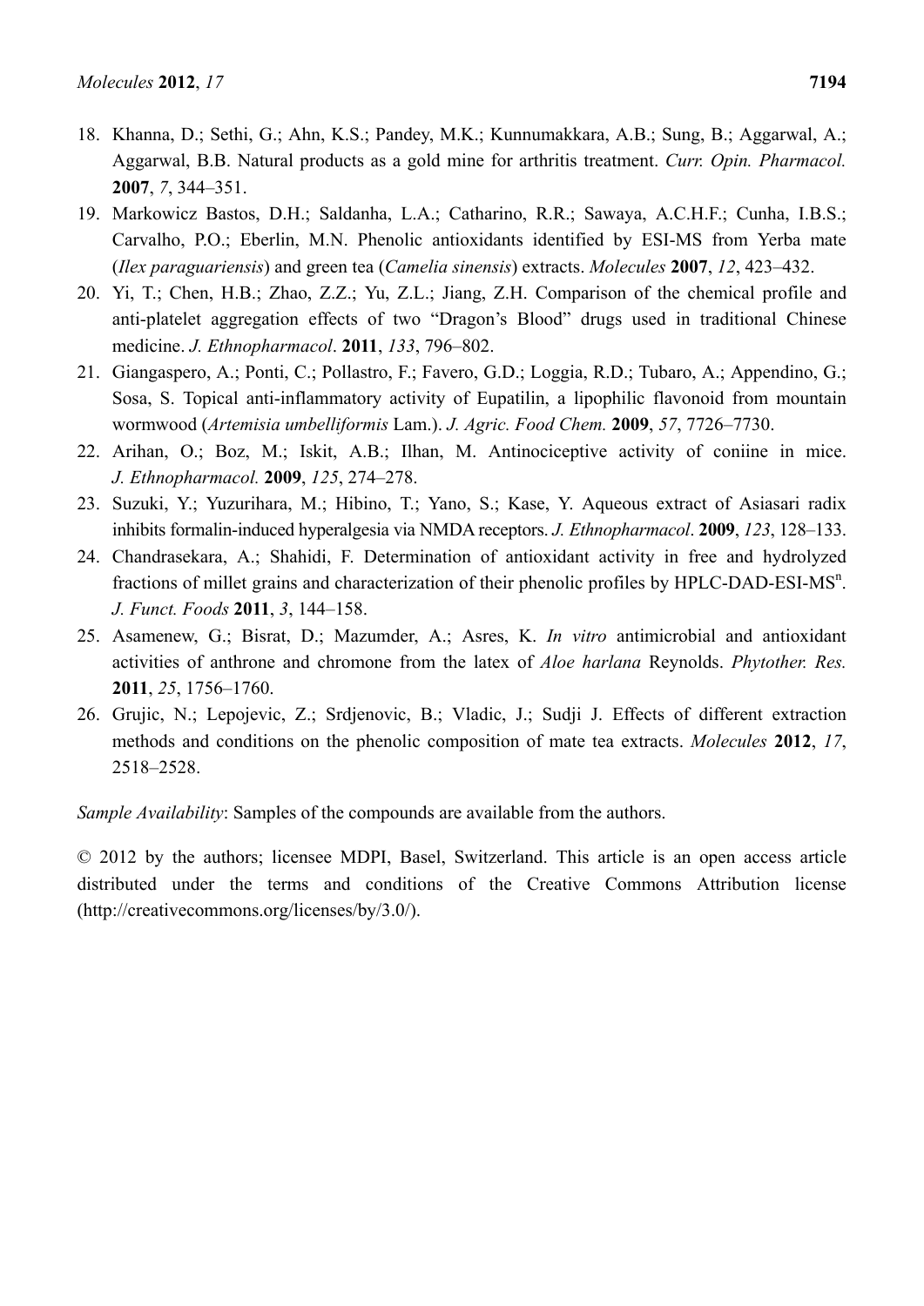18. Khanna, D.; Sethi, G.; Ahn, K.S.; Pandey, M.K.; Kunnumakkara, A.B.; Sung, B.; Aggarwal, A.; Aggarwal, B.B. Natural products as a gold mine for arthritis treatment. *Curr. Opin. Pharmacol.* **2007**, *7*, 344–351.
19. Markowicz Bastos, D.H.; Saldanha, L.A.; Catharino, R.R.; Sawaya, A.C.H.F.; Cunha, I.B.S.; Carvalho, P.O.; Eberlin, M.N. Phenolic antioxidants identified by ESI-MS from Yerba mate (*Ilex paraguariensis*) and green tea (*Camelia sinensis*) extracts. *Molecules* **2007**, *12*, 423–432.
20. Yi, T.; Chen, H.B.; Zhao, Z.Z.; Yu, Z.L.; Jiang, Z.H. Comparison of the chemical profile and anti-platelet aggregation effects of two "Dragon's Blood" drugs used in traditional Chinese medicine. *J. Ethnopharmacol*. **2011**, *133*, 796–802.
21. Giangaspero, A.; Ponti, C.; Pollastro, F.; Favero, G.D.; Loggia, R.D.; Tubaro, A.; Appendino, G.; Sosa, S. Topical anti-inflammatory activity of Eupatilin, a lipophilic flavonoid from mountain wormwood (*Artemisia umbelliformis* Lam.). *J. Agric. Food Chem.* **2009**, *57*, 7726–7730.
22. Arihan, O.; Boz, M.; Iskit, A.B.; Ilhan, M. Antinociceptive activity of coniine in mice. *J. Ethnopharmacol.* **2009**, *125*, 274–278.
23. Suzuki, Y.; Yuzurihara, M.; Hibino, T.; Yano, S.; Kase, Y. Aqueous extract of Asiasari radix inhibits formalin-induced hyperalgesia via NMDA receptors. *J. Ethnopharmacol*. **2009**, *123*, 128–133.
24. Chandrasekara, A.; Shahidi, F. Determination of antioxidant activity in free and hydrolyzed fractions of millet grains and characterization of their phenolic profiles by HPLC-DAD-ESI-$MS^n$. *J. Funct. Foods* **2011**, *3*, 144–158.
25. Asamenew, G.; Bisrat, D.; Mazumder, A.; Asres, K. *In vitro* antimicrobial and antioxidant activities of anthrone and chromone from the latex of *Aloe harlana* Reynolds. *Phytother. Res.* **2011**, *25*, 1756–1760.
26. Grujic, N.; Lepojevic, Z.; Srdjenovic, B.; Vladic, J.; Sudji J. Effects of different extraction methods and conditions on the phenolic composition of mate tea extracts. *Molecules* **2012**, *17*, 2518–2528.

*Sample Availability*: Samples of the compounds are available from the authors.

© 2012 by the authors; licensee MDPI, Basel, Switzerland. This article is an open access article distributed under the terms and conditions of the Creative Commons Attribution license (http://creativecommons.org/licenses/by/3.0/).